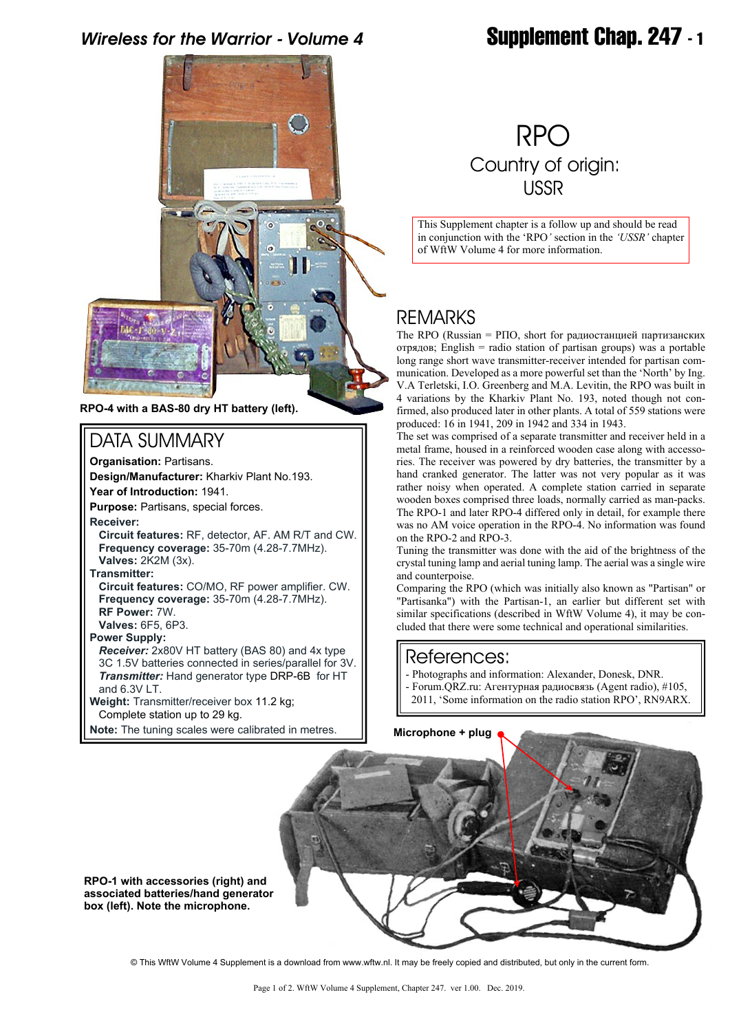# RPO

## Country of origin: USSR

This Supplement chapter is a follow up and should be read in conjunction with the 'RPO' section in the *'USSR'* chapter of WftW Volume 4 for more information.

**RPO-4 with a BAS-80 dry HT battery (left).**

## DATA SUMMARY

**Organisation:** Partisans.

**Design/Manufacturer:** Kharkiv Plant No.193.

**Year of Introduction:** 1941.

**Purpose:** Partisans, special forces.

**Receiver:**

- **Circuit features:** RF, detector, AF. AM R/T and CW.
- **Frequency coverage:** 35-70m (4.28-7.7MHz).
- **Valves:** 2K2M (3x).

**Transmitter:**

- **Circuit features:** CO/MO, RF power amplifier. CW.
- **Frequency coverage:** 35-70m (4.28-7.7MHz).
- **RF Power:** 7W.
- **Valves:** 6F5, 6P3.

**Power Supply:**

- ***Receiver:*** 2x80V HT battery (BAS 80) and 4x type 3C 1.5V batteries connected in series/parallel for 3V.
- ***Transmitter:*** Hand generator type DRP-6B for HT and 6.3V LT.

**Weight:** Transmitter/receiver box 11.2 kg; Complete station up to 29 kg.

**Note:** The tuning scales were calibrated in metres.

## REMARKS

The RPO (Russian = РПО, short for радиостанцией партизанских отрядов; English = radio station of partisan groups) was a portable long range short wave transmitter-receiver intended for partisan communication. Developed as a more powerful set than the 'North' by Ing. V.A Terletski, I.O. Greenberg and M.A. Levitin, the RPO was built in 4 variations by the Kharkiv Plant No. 193, noted though not confirmed, also produced later in other plants. A total of 559 stations were produced: 16 in 1941, 209 in 1942 and 334 in 1943.

The set was comprised of a separate transmitter and receiver held in a metal frame, housed in a reinforced wooden case along with accessories. The receiver was powered by dry batteries, the transmitter by a hand cranked generator. The latter was not very popular as it was rather noisy when operated. A complete station carried in separate wooden boxes comprised three loads, normally carried as man-packs. The RPO-1 and later RPO-4 differed only in detail, for example there was no AM voice operation in the RPO-4. No information was found on the RPO-2 and RPO-3.

Tuning the transmitter was done with the aid of the brightness of the crystal tuning lamp and aerial tuning lamp. The aerial was a single wire and counterpoise.

Comparing the RPO (which was initially also known as "Partisan" or "Partisanka") with the Partisan-1, an earlier but different set with similar specifications (described in WftW Volume 4), it may be concluded that there were some technical and operational similarities.

## References:

- Photographs and information: Alexander, Donesk, DNR.
- Forum.QRZ.ru: Агентурная радиосвязь (Agent radio), #105, 2011, 'Some information on the radio station RPO', RN9ARX.

**Microphone + plug**

**RPO-1 with accessories (right) and associated batteries/hand generator box (left). Note the microphone.**

© This WftW Volume 4 Supplement is a download from www.wftw.nl. It may be freely copied and distributed, but only in the current form.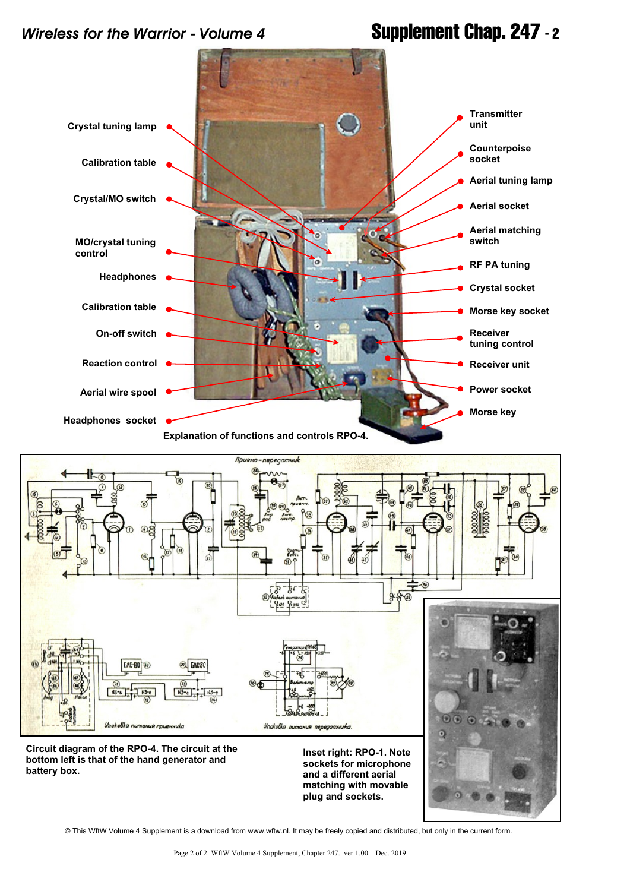Crystal tuning lamp

Calibration table

Crystal/MO switch

MO/crystal tuning control

Headphones

Calibration table

On-off switch

Reaction control

Aerial wire spool

Headphones socket

Transmitter unit

Counterpoise socket

Aerial tuning lamp

Aerial socket

Aerial matching switch

RF PA tuning

Crystal socket

Morse key socket

Receiver tuning control

Receiver unit

Power socket

Morse key

Explanation of functions and controls RPO-4.

Приемо-передатчик

Упаковка питания приемника

Упаковка питания передатчика

Circuit diagram of the RPO-4. The circuit at the bottom left is that of the hand generator and battery box.

Inset right: RPO-1. Note sockets for microphone and a different aerial matching with movable plug and sockets.

© This WftW Volume 4 Supplement is a download from www.wftw.nl. It may be freely copied and distributed, but only in the current form.